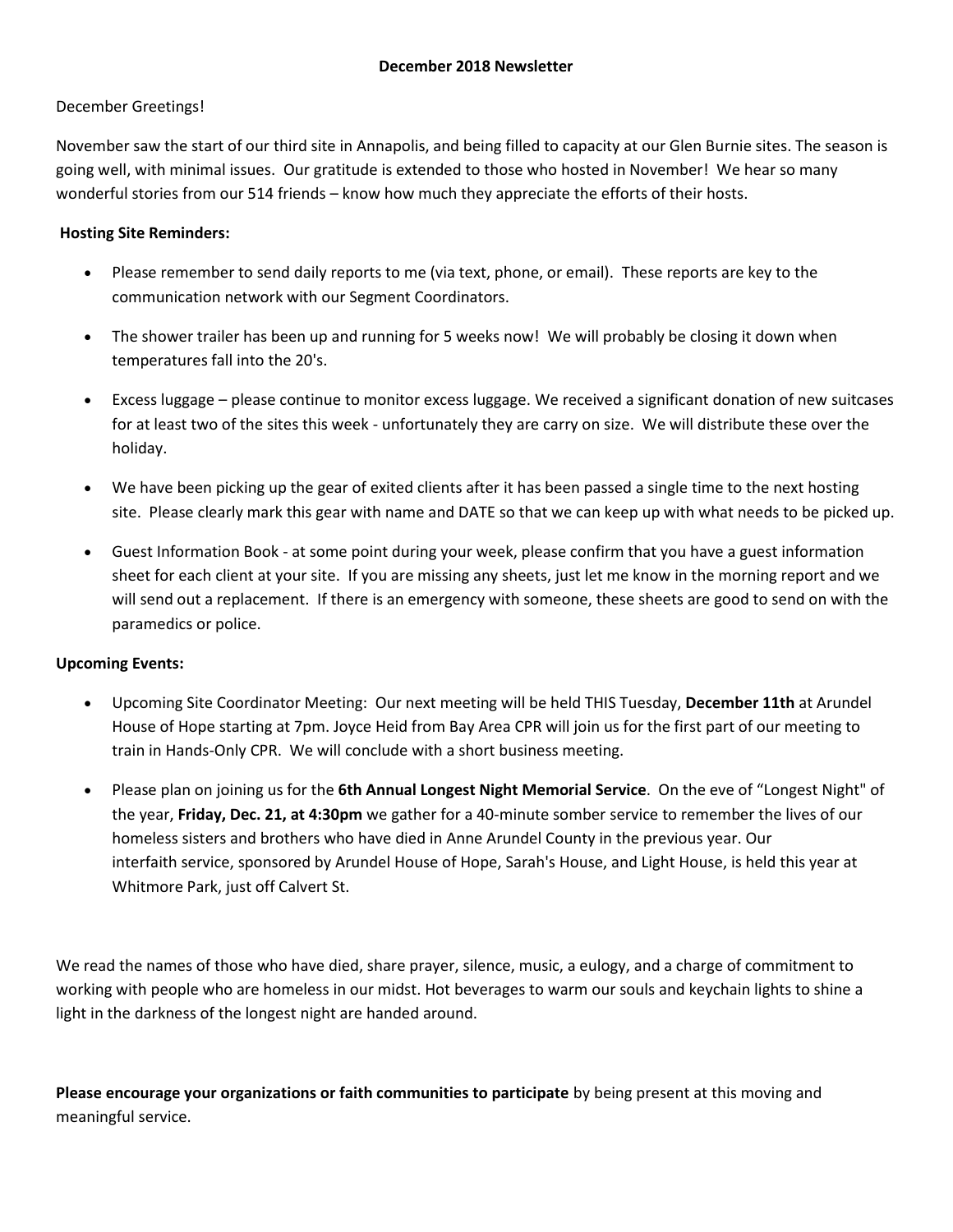**December 2018 Newsletter**

December Greetings!

November saw the start of our third site in Annapolis, and being filled to capacity at our Glen Burnie sites. The season is going well, with minimal issues. Our gratitude is extended to those who hosted in November! We hear so many wonderful stories from our 514 friends – know how much they appreciate the efforts of their hosts.

**Hosting Site Reminders:**

- Please remember to send daily reports to me (via text, phone, or email). These reports are key to the communication network with our Segment Coordinators.
- The shower trailer has been up and running for 5 weeks now! We will probably be closing it down when temperatures fall into the 20's.
- Excess luggage – please continue to monitor excess luggage. We received a significant donation of new suitcases for at least two of the sites this week - unfortunately they are carry on size. We will distribute these over the holiday.
- We have been picking up the gear of exited clients after it has been passed a single time to the next hosting site. Please clearly mark this gear with name and DATE so that we can keep up with what needs to be picked up.
- Guest Information Book - at some point during your week, please confirm that you have a guest information sheet for each client at your site. If you are missing any sheets, just let me know in the morning report and we will send out a replacement. If there is an emergency with someone, these sheets are good to send on with the paramedics or police.

**Upcoming Events:**

- Upcoming Site Coordinator Meeting: Our next meeting will be held THIS Tuesday, **December 11th** at Arundel House of Hope starting at 7pm. Joyce Heid from Bay Area CPR will join us for the first part of our meeting to train in Hands-Only CPR. We will conclude with a short business meeting.
- Please plan on joining us for the **6th Annual Longest Night Memorial Service**. On the eve of "Longest Night" of the year, **Friday, Dec. 21, at 4:30pm** we gather for a 40-minute somber service to remember the lives of our homeless sisters and brothers who have died in Anne Arundel County in the previous year. Our interfaith service, sponsored by Arundel House of Hope, Sarah's House, and Light House, is held this year at Whitmore Park, just off Calvert St.

We read the names of those who have died, share prayer, silence, music, a eulogy, and a charge of commitment to working with people who are homeless in our midst. Hot beverages to warm our souls and keychain lights to shine a light in the darkness of the longest night are handed around.

**Please encourage your organizations or faith communities to participate** by being present at this moving and meaningful service.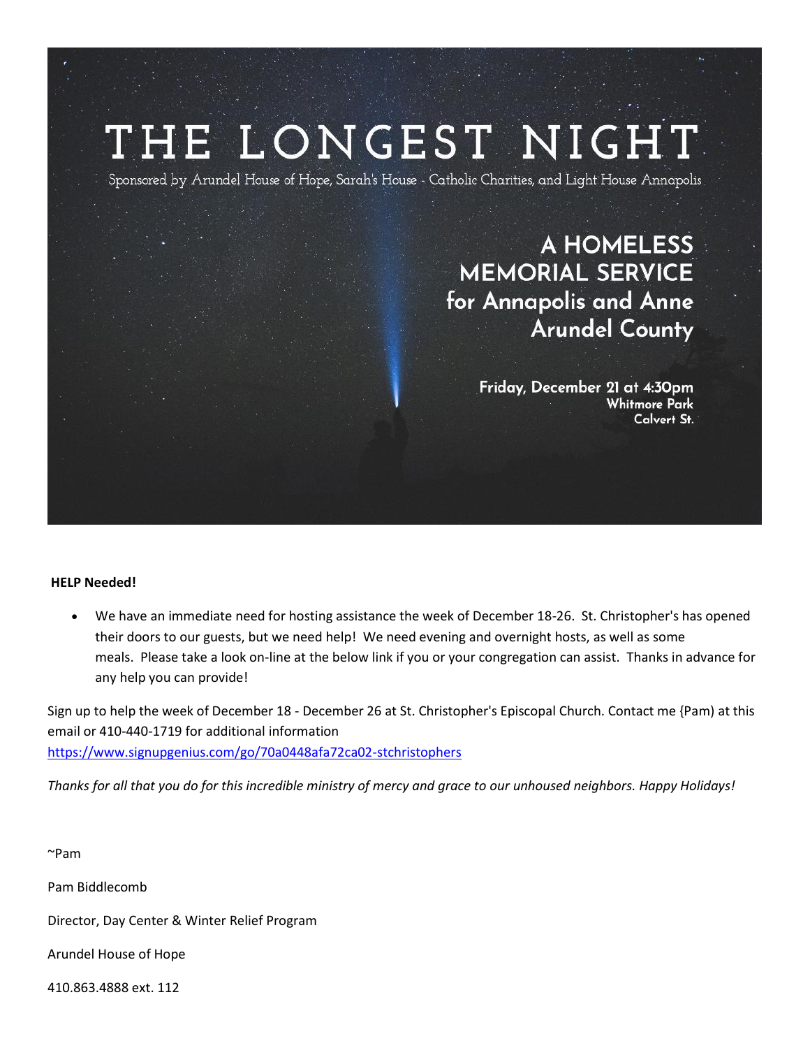# THE LONGEST NIGHT

Sponsored by Arundel House of Hope, Sarah's House - Catholic Charities, and Light House Annapolis

## A HOMELESS MEMORIAL SERVICE for Annapolis and Anne Arundel County

**Friday, December 21 at 4:30pm**
**Whitmore Park**
**Calvert St.**

**HELP Needed!**

- We have an immediate need for hosting assistance the week of December 18-26. St. Christopher's has opened their doors to our guests, but we need help! We need evening and overnight hosts, as well as some meals. Please take a look on-line at the below link if you or your congregation can assist. Thanks in advance for any help you can provide!

Sign up to help the week of December 18 - December 26 at St. Christopher's Episcopal Church. Contact me {Pam) at this email or 410-440-1719 for additional information
https://www.signupgenius.com/go/70a0448afa72ca02-stchristophers

*Thanks for all that you do for this incredible ministry of mercy and grace to our unhoused neighbors. Happy Holidays!*

~Pam

Pam Biddlecomb

Director, Day Center & Winter Relief Program

Arundel House of Hope

410.863.4888 ext. 112